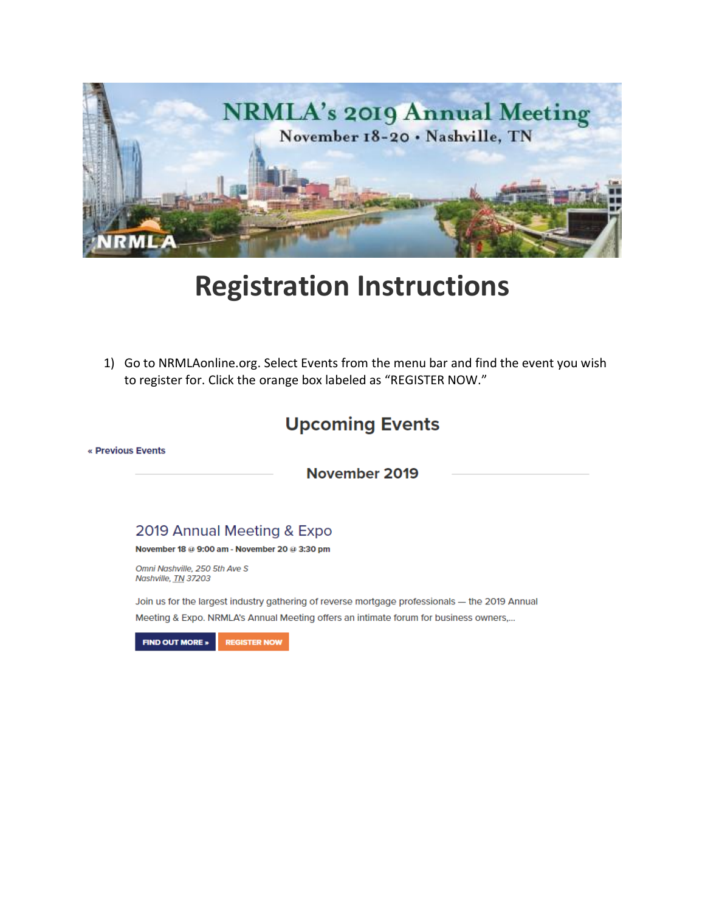NRMLA's 2019 Annual Meeting

November 18-20 • Nashville, TN

NRMLA

# Registration Instructions

1) Go to NRMLAonline.org. Select Events from the menu bar and find the event you wish to register for. Click the orange box labeled as "REGISTER NOW."

## Upcoming Events

« Previous Events

### November 2019

### 2019 Annual Meeting & Expo

**November 18 @ 9:00 am - November 20 @ 3:30 pm**

*Omni Nashville, 250 5th Ave S*
*Nashville, TN 37203*

Join us for the largest industry gathering of reverse mortgage professionals — the 2019 Annual Meeting & Expo. NRMLA's Annual Meeting offers an intimate forum for business owners,...

FIND OUT MORE » REGISTER NOW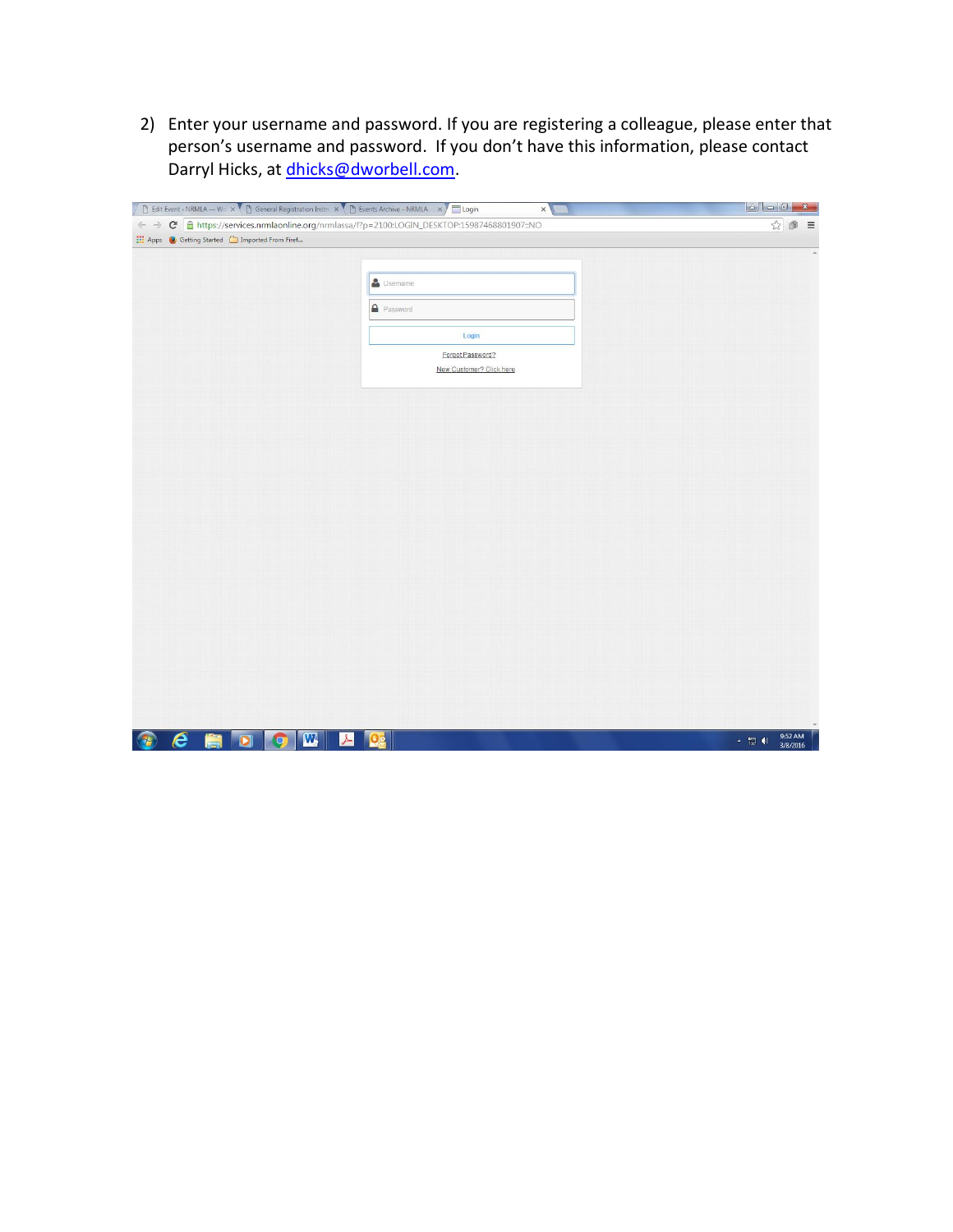2) Enter your username and password. If you are registering a colleague, please enter that person's username and password. If you don't have this information, please contact Darryl Hicks, at dhicks@dworbell.com.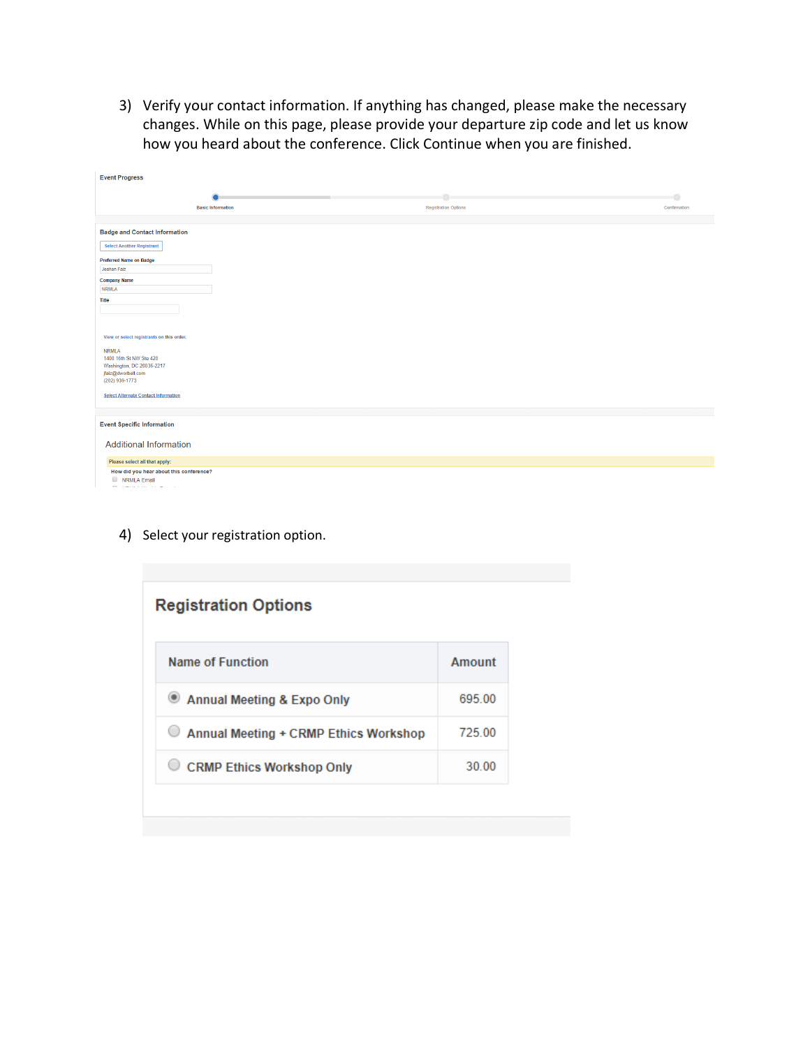3) Verify your contact information. If anything has changed, please make the necessary changes. While on this page, please provide your departure zip code and let us know how you heard about the conference. Click Continue when you are finished.

Event Progress

Basic Information — Registration Options — Confirmation

Badge and Contact Information

Select Another Registrant

Preferred Name on Badge

Jeahan Faiz

Company Name

NRMLA

Title

View or select registrants on this order.

NRMLA
1400 16th St NW Ste 420
Washington, DC 20036-2217
jfaiz@dworbell.com
(202) 939-1773

Select Alternate Contact Information

Event Specific Information

Additional Information

Please select all that apply:

How did you hear about this conference?

- NRMLA Email

4) Select your registration option.

## Registration Options

| Name of Function | Amount |
|---|---|
| Annual Meeting & Expo Only | 695.00 |
| Annual Meeting + CRMP Ethics Workshop | 725.00 |
| CRMP Ethics Workshop Only | 30.00 |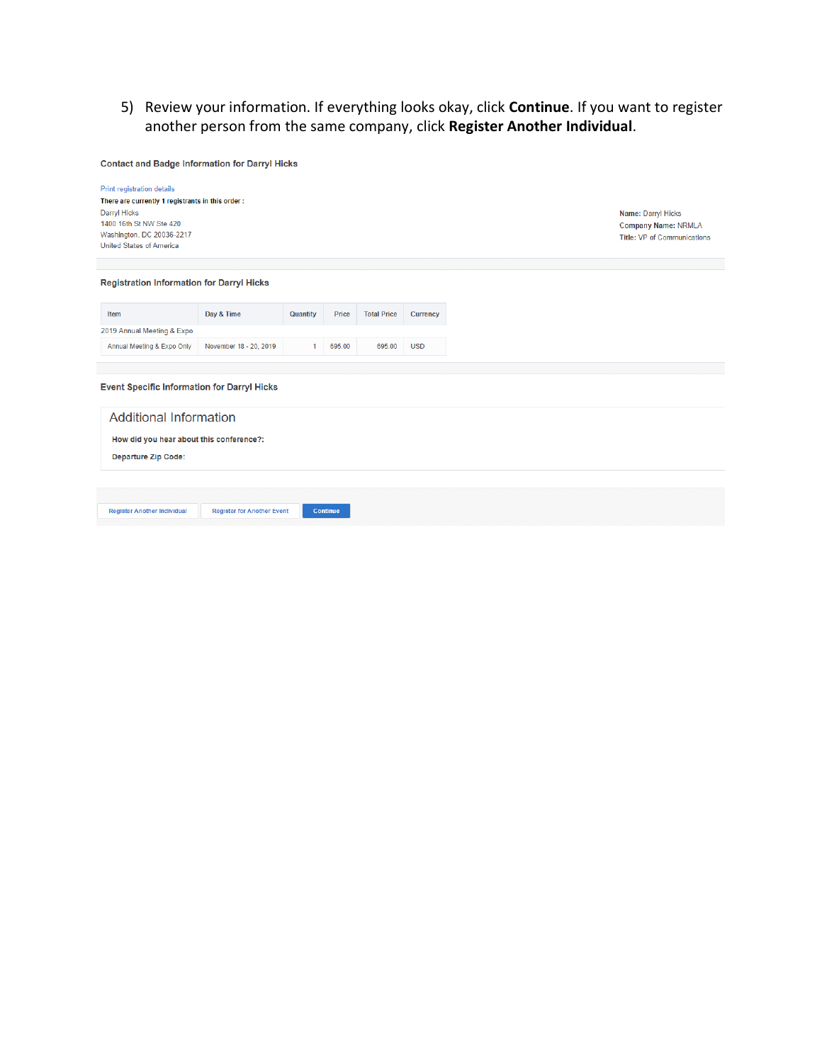5) Review your information. If everything looks okay, click **Continue**. If you want to register another person from the same company, click **Register Another Individual**.

**Contact and Badge Information for Darryl Hicks**

Print registration details

**There are currently 1 registrants in this order :**

Darryl Hicks
1400 16th St NW Ste 420
Washington, DC 20036-2217
United States of America

**Name:** Darryl Hicks
**Company Name:** NRMLA
**Title:** VP of Communications

**Registration Information for Darryl Hicks**

| Item | Day & Time | Quantity | Price | Total Price | Currency |
|---|---|---|---|---|---|
| 2019 Annual Meeting & Expo | | | | | |
| Annual Meeting & Expo Only | November 18 - 20, 2019 | 1 | 695.00 | 695.00 | USD |

**Event Specific Information for Darryl Hicks**

## Additional Information

**How did you hear about this conference?:**

**Departure Zip Code:**

Register Another Individual | Register for Another Event | Continue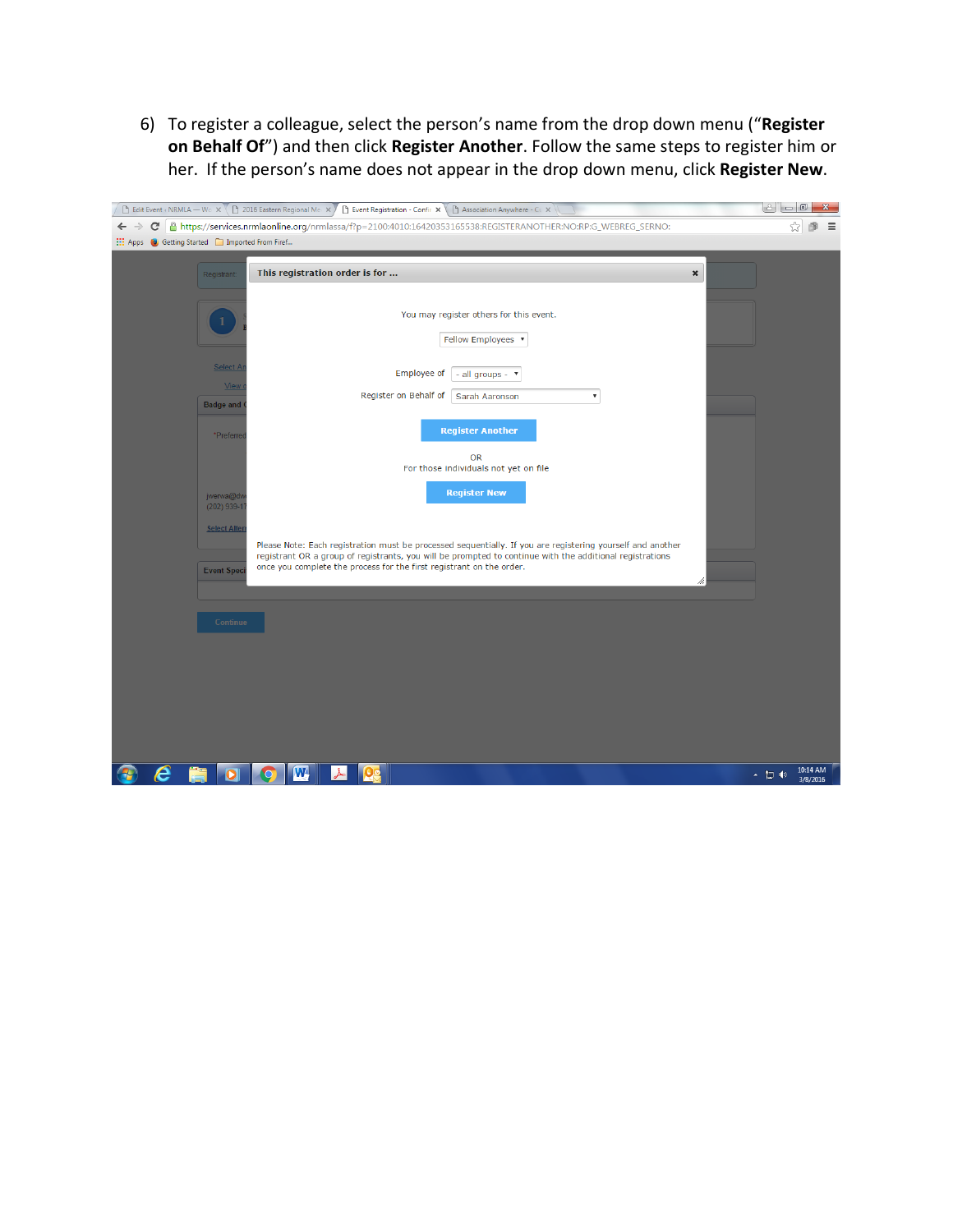6) To register a colleague, select the person's name from the drop down menu ("**Register on Behalf Of**") and then click **Register Another**. Follow the same steps to register him or her. If the person's name does not appear in the drop down menu, click **Register New**.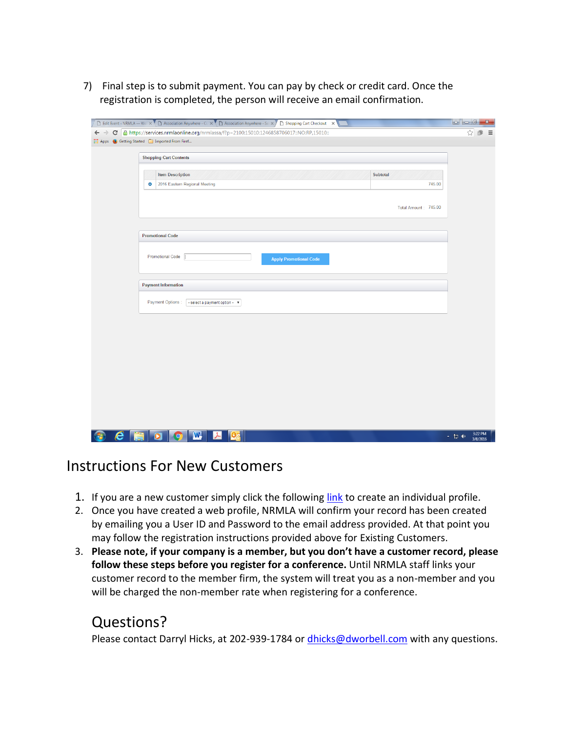7) Final step is to submit payment. You can pay by check or credit card. Once the registration is completed, the person will receive an email confirmation.

## Instructions For New Customers

1. If you are a new customer simply click the following link to create an individual profile.
2. Once you have created a web profile, NRMLA will confirm your record has been created by emailing you a User ID and Password to the email address provided. At that point you may follow the registration instructions provided above for Existing Customers.
3. **Please note, if your company is a member, but you don't have a customer record, please follow these steps before you register for a conference.** Until NRMLA staff links your customer record to the member firm, the system will treat you as a non-member and you will be charged the non-member rate when registering for a conference.

## Questions?

Please contact Darryl Hicks, at 202-939-1784 or dhicks@dworbell.com with any questions.